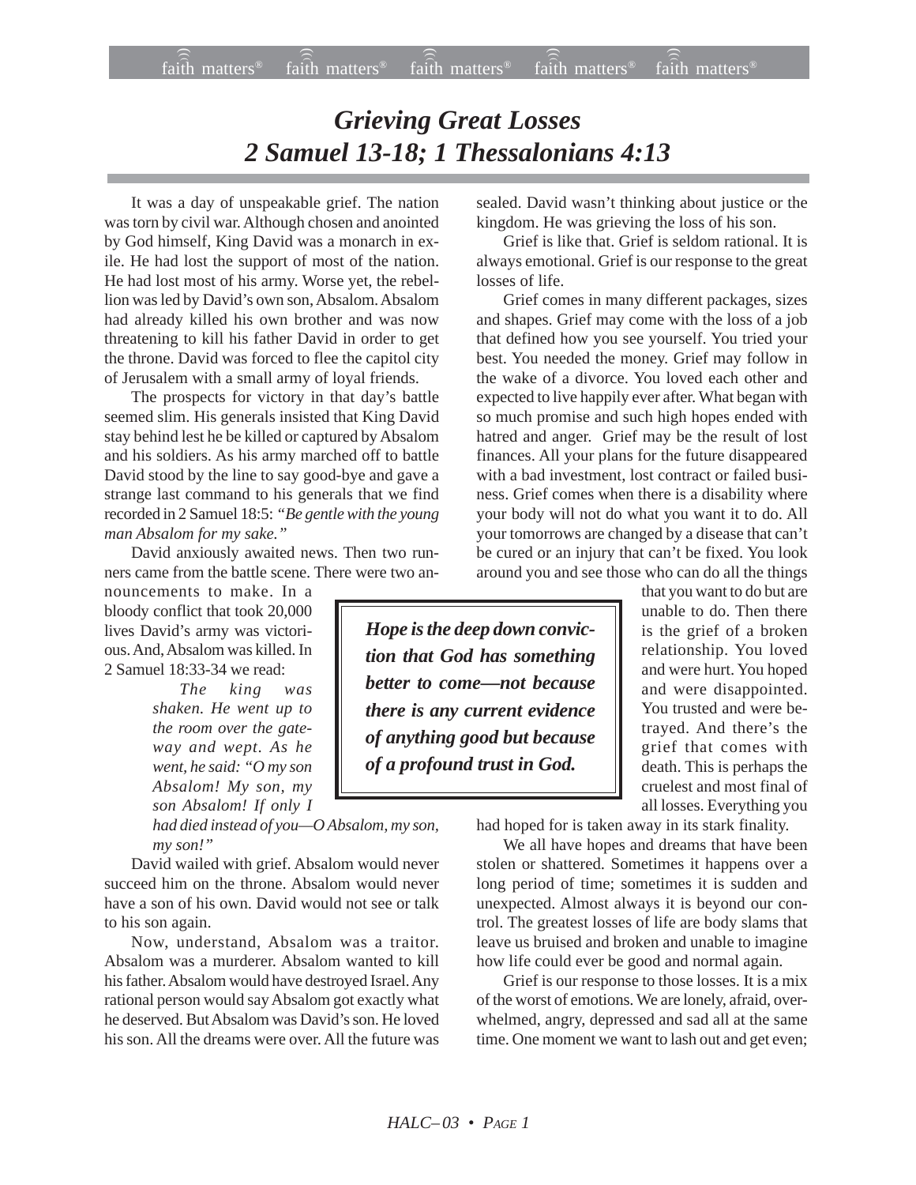# *Grieving Great Losses*
# *2 Samuel 13-18; 1 Thessalonians 4:13*

It was a day of unspeakable grief. The nation was torn by civil war. Although chosen and anointed by God himself, King David was a monarch in exile. He had lost the support of most of the nation. He had lost most of his army. Worse yet, the rebellion was led by David's own son, Absalom. Absalom had already killed his own brother and was now threatening to kill his father David in order to get the throne. David was forced to flee the capitol city of Jerusalem with a small army of loyal friends.

The prospects for victory in that day's battle seemed slim. His generals insisted that King David stay behind lest he be killed or captured by Absalom and his soldiers. As his army marched off to battle David stood by the line to say good-bye and gave a strange last command to his generals that we find recorded in 2 Samuel 18:5: *"Be gentle with the young man Absalom for my sake."*

David anxiously awaited news. Then two runners came from the battle scene. There were two announcements to make. In a bloody conflict that took 20,000 lives David's army was victorious. And, Absalom was killed. In 2 Samuel 18:33-34 we read:

> *The king was shaken. He went up to the room over the gateway and wept. As he went, he said: "O my son Absalom! My son, my son Absalom! If only I had died instead of you—O Absalom, my son, my son!"*

David wailed with grief. Absalom would never succeed him on the throne. Absalom would never have a son of his own. David would not see or talk to his son again.

Now, understand, Absalom was a traitor. Absalom was a murderer. Absalom wanted to kill his father. Absalom would have destroyed Israel. Any rational person would say Absalom got exactly what he deserved. But Absalom was David's son. He loved his son. All the dreams were over. All the future was sealed. David wasn't thinking about justice or the kingdom. He was grieving the loss of his son.

Grief is like that. Grief is seldom rational. It is always emotional. Grief is our response to the great losses of life.

> ***Hope is the deep down conviction that God has something better to come—not because there is any current evidence of anything good but because of a profound trust in God.***

Grief comes in many different packages, sizes and shapes. Grief may come with the loss of a job that defined how you see yourself. You tried your best. You needed the money. Grief may follow in the wake of a divorce. You loved each other and expected to live happily ever after. What began with so much promise and such high hopes ended with hatred and anger. Grief may be the result of lost finances. All your plans for the future disappeared with a bad investment, lost contract or failed business. Grief comes when there is a disability where your body will not do what you want it to do. All your tomorrows are changed by a disease that can't be cured or an injury that can't be fixed. You look around you and see those who can do all the things that you want to do but are unable to do. Then there is the grief of a broken relationship. You loved and were hurt. You hoped and were disappointed. You trusted and were betrayed. And there's the grief that comes with death. This is perhaps the cruelest and most final of all losses. Everything you had hoped for is taken away in its stark finality.

We all have hopes and dreams that have been stolen or shattered. Sometimes it happens over a long period of time; sometimes it is sudden and unexpected. Almost always it is beyond our control. The greatest losses of life are body slams that leave us bruised and broken and unable to imagine how life could ever be good and normal again.

Grief is our response to those losses. It is a mix of the worst of emotions. We are lonely, afraid, overwhelmed, angry, depressed and sad all at the same time. One moment we want to lash out and get even;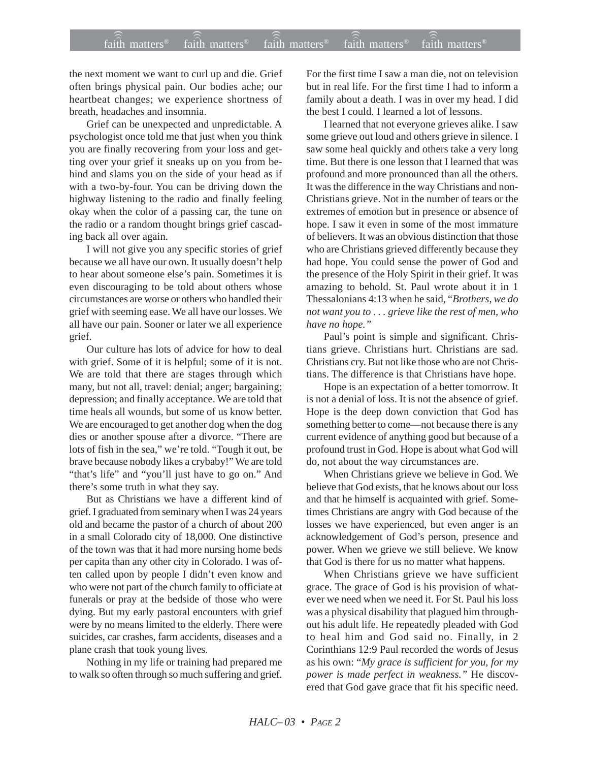the next moment we want to curl up and die. Grief often brings physical pain. Our bodies ache; our heartbeat changes; we experience shortness of breath, headaches and insomnia.

Grief can be unexpected and unpredictable. A psychologist once told me that just when you think you are finally recovering from your loss and getting over your grief it sneaks up on you from behind and slams you on the side of your head as if with a two-by-four. You can be driving down the highway listening to the radio and finally feeling okay when the color of a passing car, the tune on the radio or a random thought brings grief cascading back all over again.

I will not give you any specific stories of grief because we all have our own. It usually doesn't help to hear about someone else's pain. Sometimes it is even discouraging to be told about others whose circumstances are worse or others who handled their grief with seeming ease. We all have our losses. We all have our pain. Sooner or later we all experience grief.

Our culture has lots of advice for how to deal with grief. Some of it is helpful; some of it is not. We are told that there are stages through which many, but not all, travel: denial; anger; bargaining; depression; and finally acceptance. We are told that time heals all wounds, but some of us know better. We are encouraged to get another dog when the dog dies or another spouse after a divorce. "There are lots of fish in the sea," we're told. "Tough it out, be brave because nobody likes a crybaby!" We are told "that's life" and "you'll just have to go on." And there's some truth in what they say.

But as Christians we have a different kind of grief. I graduated from seminary when I was 24 years old and became the pastor of a church of about 200 in a small Colorado city of 18,000. One distinctive of the town was that it had more nursing home beds per capita than any other city in Colorado. I was often called upon by people I didn't even know and who were not part of the church family to officiate at funerals or pray at the bedside of those who were dying. But my early pastoral encounters with grief were by no means limited to the elderly. There were suicides, car crashes, farm accidents, diseases and a plane crash that took young lives.

Nothing in my life or training had prepared me to walk so often through so much suffering and grief. For the first time I saw a man die, not on television but in real life. For the first time I had to inform a family about a death. I was in over my head. I did the best I could. I learned a lot of lessons.

I learned that not everyone grieves alike. I saw some grieve out loud and others grieve in silence. I saw some heal quickly and others take a very long time. But there is one lesson that I learned that was profound and more pronounced than all the others. It was the difference in the way Christians and non-Christians grieve. Not in the number of tears or the extremes of emotion but in presence or absence of hope. I saw it even in some of the most immature of believers. It was an obvious distinction that those who are Christians grieved differently because they had hope. You could sense the power of God and the presence of the Holy Spirit in their grief. It was amazing to behold. St. Paul wrote about it in 1 Thessalonians 4:13 when he said, "*Brothers, we do not want you to . . . grieve like the rest of men, who have no hope.*"

Paul's point is simple and significant. Christians grieve. Christians hurt. Christians are sad. Christians cry. But not like those who are not Christians. The difference is that Christians have hope.

Hope is an expectation of a better tomorrow. It is not a denial of loss. It is not the absence of grief. Hope is the deep down conviction that God has something better to come—not because there is any current evidence of anything good but because of a profound trust in God. Hope is about what God will do, not about the way circumstances are.

When Christians grieve we believe in God. We believe that God exists, that he knows about our loss and that he himself is acquainted with grief. Sometimes Christians are angry with God because of the losses we have experienced, but even anger is an acknowledgement of God's person, presence and power. When we grieve we still believe. We know that God is there for us no matter what happens.

When Christians grieve we have sufficient grace. The grace of God is his provision of whatever we need when we need it. For St. Paul his loss was a physical disability that plagued him throughout his adult life. He repeatedly pleaded with God to heal him and God said no. Finally, in 2 Corinthians 12:9 Paul recorded the words of Jesus as his own: "*My grace is sufficient for you, for my power is made perfect in weakness.*" He discovered that God gave grace that fit his specific need.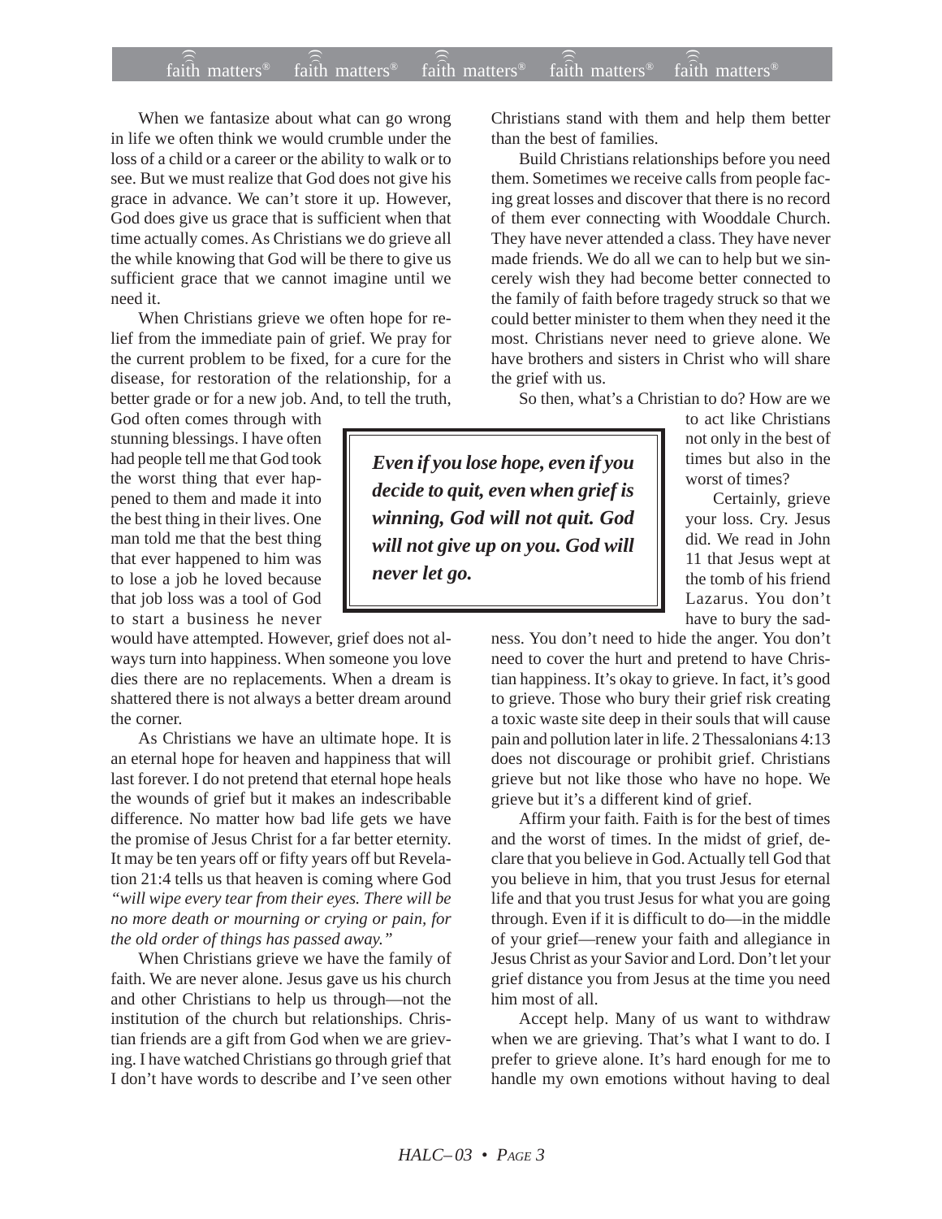When we fantasize about what can go wrong in life we often think we would crumble under the loss of a child or a career or the ability to walk or to see. But we must realize that God does not give his grace in advance. We can't store it up. However, God does give us grace that is sufficient when that time actually comes. As Christians we do grieve all the while knowing that God will be there to give us sufficient grace that we cannot imagine until we need it.

When Christians grieve we often hope for relief from the immediate pain of grief. We pray for the current problem to be fixed, for a cure for the disease, for restoration of the relationship, for a better grade or for a new job. And, to tell the truth, God often comes through with stunning blessings. I have often had people tell me that God took the worst thing that ever happened to them and made it into the best thing in their lives. One man told me that the best thing that ever happened to him was to lose a job he loved because that job loss was a tool of God to start a business he never would have attempted. However, grief does not always turn into happiness. When someone you love dies there are no replacements. When a dream is shattered there is not always a better dream around the corner.

As Christians we have an ultimate hope. It is an eternal hope for heaven and happiness that will last forever. I do not pretend that eternal hope heals the wounds of grief but it makes an indescribable difference. No matter how bad life gets we have the promise of Jesus Christ for a far better eternity. It may be ten years off or fifty years off but Revelation 21:4 tells us that heaven is coming where God *"will wipe every tear from their eyes. There will be no more death or mourning or crying or pain, for the old order of things has passed away."*

When Christians grieve we have the family of faith. We are never alone. Jesus gave us his church and other Christians to help us through—not the institution of the church but relationships. Christian friends are a gift from God when we are grieving. I have watched Christians go through grief that I don't have words to describe and I've seen other Christians stand with them and help them better than the best of families.

Build Christians relationships before you need them. Sometimes we receive calls from people facing great losses and discover that there is no record of them ever connecting with Wooddale Church. They have never attended a class. They have never made friends. We do all we can to help but we sincerely wish they had become better connected to the family of faith before tragedy struck so that we could better minister to them when they need it the most. Christians never need to grieve alone. We have brothers and sisters in Christ who will share the grief with us.

So then, what's a Christian to do? How are we to act like Christians not only in the best of times but also in the worst of times?

> ***Even if you lose hope, even if you decide to quit, even when grief is winning, God will not quit. God will not give up on you. God will never let go.***

Certainly, grieve your loss. Cry. Jesus did. We read in John 11 that Jesus wept at the tomb of his friend Lazarus. You don't have to bury the sadness. You don't need to hide the anger. You don't need to cover the hurt and pretend to have Christian happiness. It's okay to grieve. In fact, it's good to grieve. Those who bury their grief risk creating a toxic waste site deep in their souls that will cause pain and pollution later in life. 2 Thessalonians 4:13 does not discourage or prohibit grief. Christians grieve but not like those who have no hope. We grieve but it's a different kind of grief.

Affirm your faith. Faith is for the best of times and the worst of times. In the midst of grief, declare that you believe in God. Actually tell God that you believe in him, that you trust Jesus for eternal life and that you trust Jesus for what you are going through. Even if it is difficult to do—in the middle of your grief—renew your faith and allegiance in Jesus Christ as your Savior and Lord. Don't let your grief distance you from Jesus at the time you need him most of all.

Accept help. Many of us want to withdraw when we are grieving. That's what I want to do. I prefer to grieve alone. It's hard enough for me to handle my own emotions without having to deal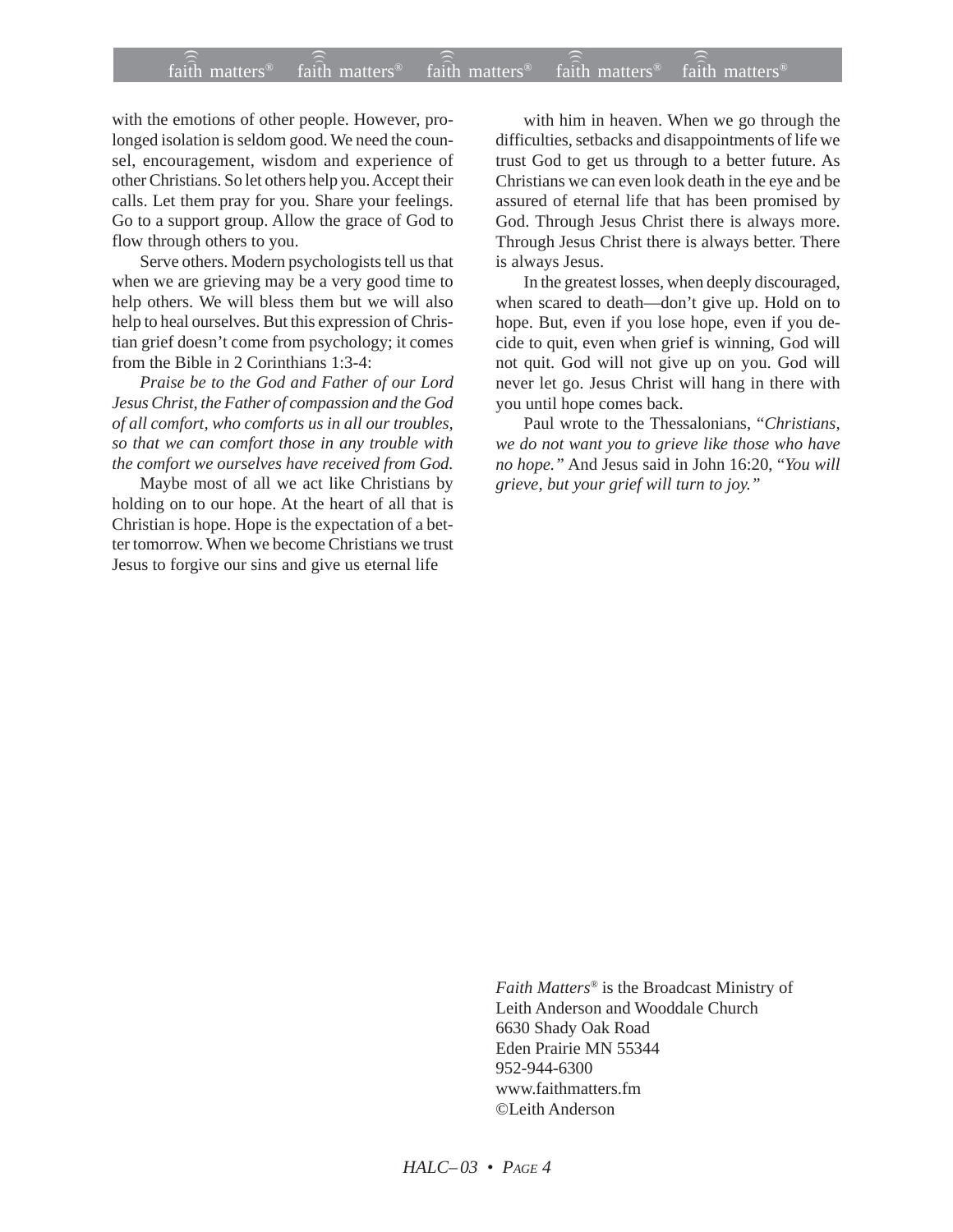with the emotions of other people. However, prolonged isolation is seldom good. We need the counsel, encouragement, wisdom and experience of other Christians. So let others help you. Accept their calls. Let them pray for you. Share your feelings. Go to a support group. Allow the grace of God to flow through others to you.

Serve others. Modern psychologists tell us that when we are grieving may be a very good time to help others. We will bless them but we will also help to heal ourselves. But this expression of Christian grief doesn't come from psychology; it comes from the Bible in 2 Corinthians 1:3-4:

*Praise be to the God and Father of our Lord Jesus Christ, the Father of compassion and the God of all comfort, who comforts us in all our troubles, so that we can comfort those in any trouble with the comfort we ourselves have received from God.*

Maybe most of all we act like Christians by holding on to our hope. At the heart of all that is Christian is hope. Hope is the expectation of a better tomorrow. When we become Christians we trust Jesus to forgive our sins and give us eternal life with him in heaven. When we go through the difficulties, setbacks and disappointments of life we trust God to get us through to a better future. As Christians we can even look death in the eye and be assured of eternal life that has been promised by God. Through Jesus Christ there is always more. Through Jesus Christ there is always better. There is always Jesus.

In the greatest losses, when deeply discouraged, when scared to death—don't give up. Hold on to hope. But, even if you lose hope, even if you decide to quit, even when grief is winning, God will not quit. God will not give up on you. God will never let go. Jesus Christ will hang in there with you until hope comes back.

Paul wrote to the Thessalonians, "*Christians, we do not want you to grieve like those who have no hope.*" And Jesus said in John 16:20, "*You will grieve, but your grief will turn to joy.*"

*Faith Matters*® is the Broadcast Ministry of
Leith Anderson and Wooddale Church
6630 Shady Oak Road
Eden Prairie MN 55344
952-944-6300
www.faithmatters.fm
©Leith Anderson